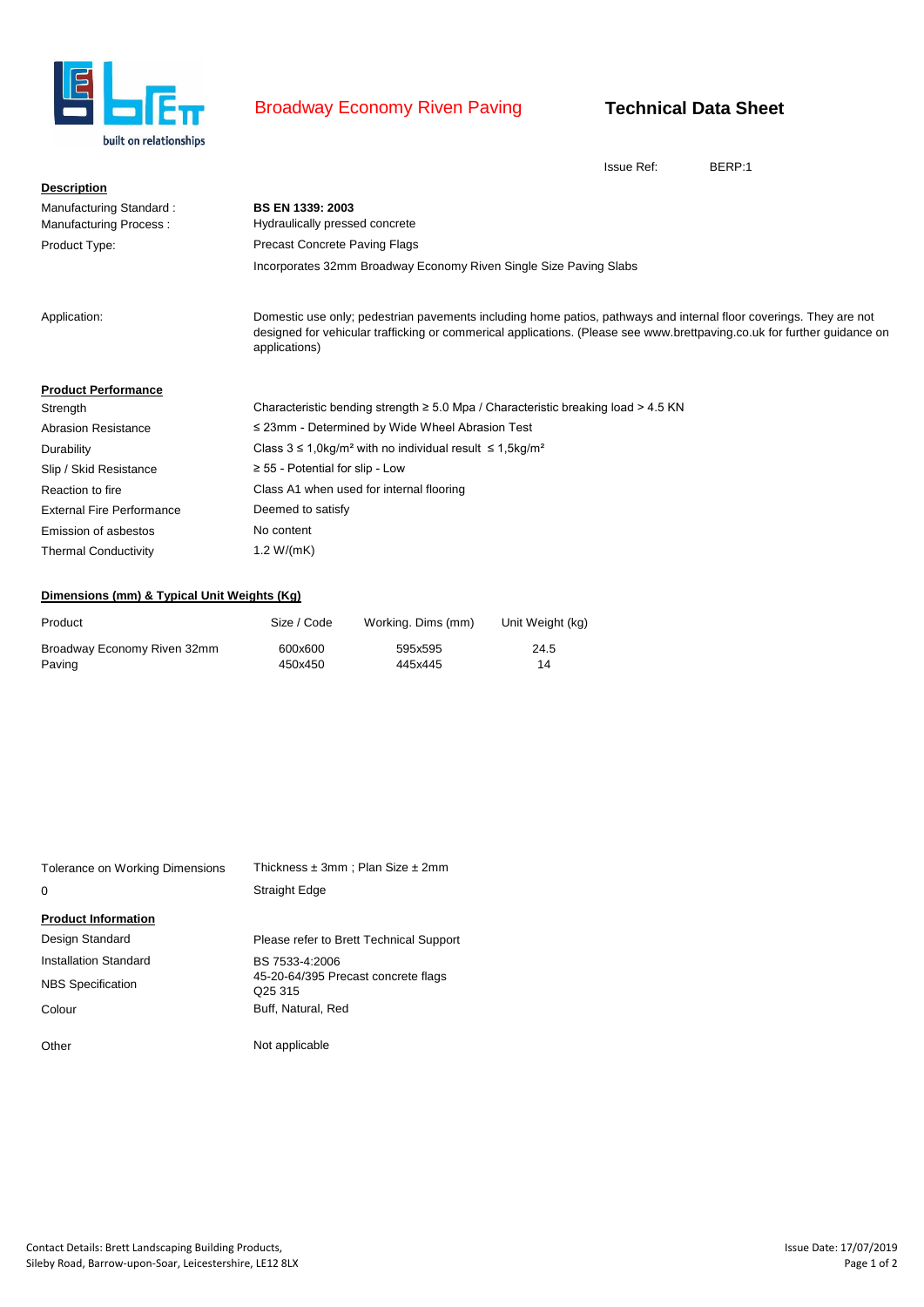# Broadway Economy Riven Paving

## Technical Data Sheet

Issue Ref: BERP:1

**Description**

| | |
|---|---|
| Manufacturing Standard : | **BS EN 1339: 2003** |
| Manufacturing Process : | Hydraulically pressed concrete |
| Product Type: | Precast Concrete Paving Flags |
| | Incorporates 32mm Broadway Economy Riven Single Size Paving Slabs |
| Application: | Domestic use only; pedestrian pavements including home patios, pathways and internal floor coverings. They are not designed for vehicular trafficking or commerical applications. (Please see www.brettpaving.co.uk for further guidance on applications) |

**Product Performance**

| | |
|---|---|
| Strength | Characteristic bending strength ≥ 5.0 Mpa / Characteristic breaking load > 4.5 KN |
| Abrasion Resistance | ≤ 23mm - Determined by Wide Wheel Abrasion Test |
| Durability | Class 3 ≤ 1,0kg/m² with no individual result ≤ 1,5kg/m² |
| Slip / Skid Resistance | ≥ 55 - Potential for slip - Low |
| Reaction to fire | Class A1 when used for internal flooring |
| External Fire Performance | Deemed to satisfy |
| Emission of asbestos | No content |
| Thermal Conductivity | 1.2 W/(mK) |

**Dimensions (mm) & Typical Unit Weights (Kg)**

| Product | Size / Code | Working. Dims (mm) | Unit Weight (kg) |
|---|---|---|---|
| Broadway Economy Riven 32mm Paving | 600x600 | 595x595 | 24.5 |
| | 450x450 | 445x445 | 14 |

| | |
|---|---|
| Tolerance on Working Dimensions | Thickness ± 3mm ; Plan Size ± 2mm |
| 0 | Straight Edge |

**Product Information**

| | |
|---|---|
| Design Standard | Please refer to Brett Technical Support |
| Installation Standard | BS 7533-4:2006 |
| NBS Specification | 45-20-64/395 Precast concrete flags Q25 315 |
| Colour | Buff, Natural, Red |
| Other | Not applicable |

Contact Details: Brett Landscaping Building Products,
Sileby Road, Barrow-upon-Soar, Leicestershire, LE12 8LX

Issue Date: 17/07/2019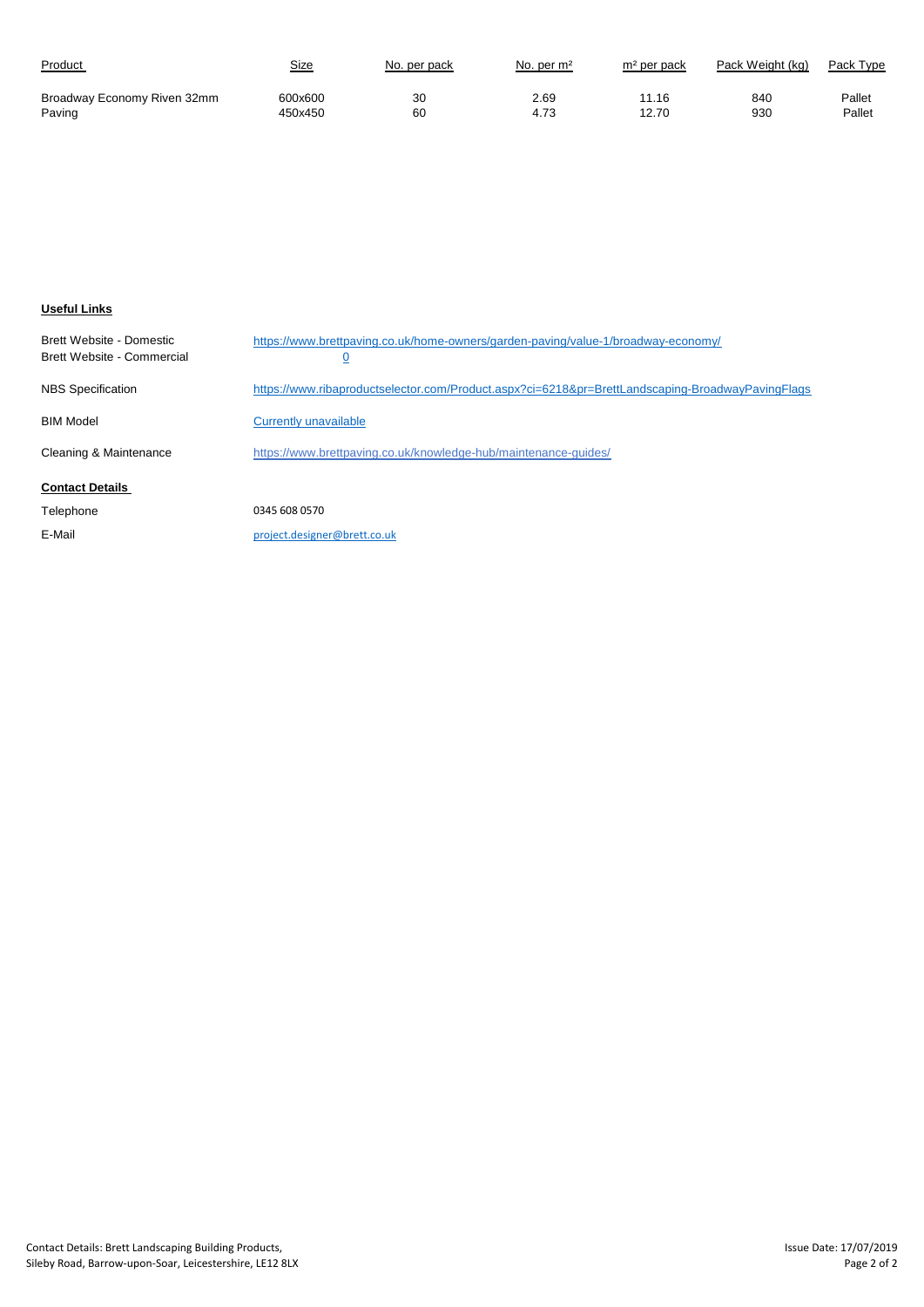| Product | Size | No. per pack | No. per m² | m² per pack | Pack Weight (kg) | Pack Type |
| --- | --- | --- | --- | --- | --- | --- |
| Broadway Economy Riven 32mm Paving | 600x600 | 30 | 2.69 | 11.16 | 840 | Pallet |
| | 450x450 | 60 | 4.73 | 12.70 | 930 | Pallet |

**Useful Links**

| | |
| --- | --- |
| Brett Website - Domestic | https://www.brettpaving.co.uk/home-owners/garden-paving/value-1/broadway-economy/ |
| Brett Website - Commercial | 0 |
| NBS Specification | https://www.ribaproductselector.com/Product.aspx?ci=6218&pr=BrettLandscaping-BroadwayPavingFlags |
| BIM Model | Currently unavailable |
| Cleaning & Maintenance | https://www.brettpaving.co.uk/knowledge-hub/maintenance-guides/ |

**Contact Details**

| | |
| --- | --- |
| Telephone | 0345 608 0570 |
| E-Mail | project.designer@brett.co.uk |

Contact Details: Brett Landscaping Building Products,
Sileby Road, Barrow-upon-Soar, Leicestershire, LE12 8LX

Issue Date: 17/07/2019